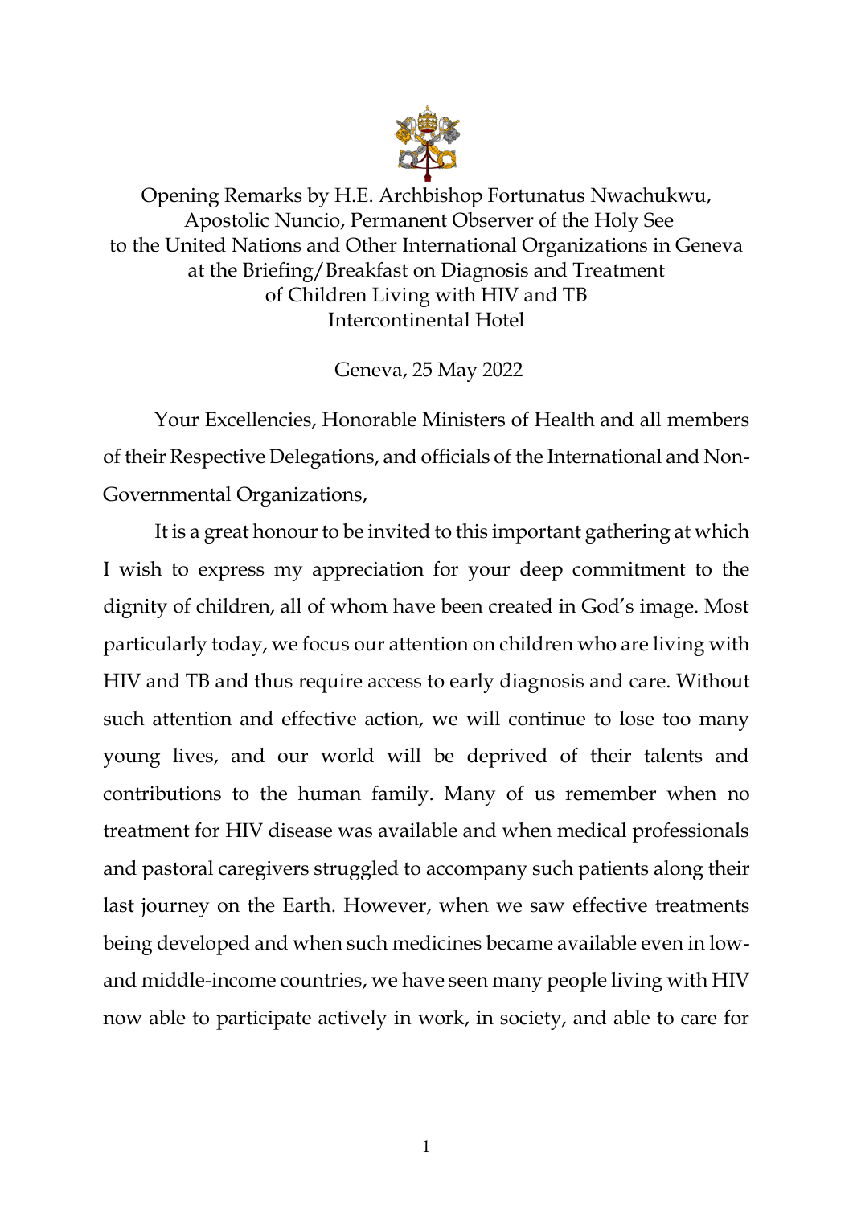Opening Remarks by H.E. Archbishop Fortunatus Nwachukwu,
Apostolic Nuncio, Permanent Observer of the Holy See
to the United Nations and Other International Organizations in Geneva
at the Briefing/Breakfast on Diagnosis and Treatment
of Children Living with HIV and TB
Intercontinental Hotel

Geneva, 25 May 2022

Your Excellencies, Honorable Ministers of Health and all members of their Respective Delegations, and officials of the International and Non-Governmental Organizations,

It is a great honour to be invited to this important gathering at which I wish to express my appreciation for your deep commitment to the dignity of children, all of whom have been created in God's image. Most particularly today, we focus our attention on children who are living with HIV and TB and thus require access to early diagnosis and care. Without such attention and effective action, we will continue to lose too many young lives, and our world will be deprived of their talents and contributions to the human family. Many of us remember when no treatment for HIV disease was available and when medical professionals and pastoral caregivers struggled to accompany such patients along their last journey on the Earth. However, when we saw effective treatments being developed and when such medicines became available even in low- and middle-income countries, we have seen many people living with HIV now able to participate actively in work, in society, and able to care for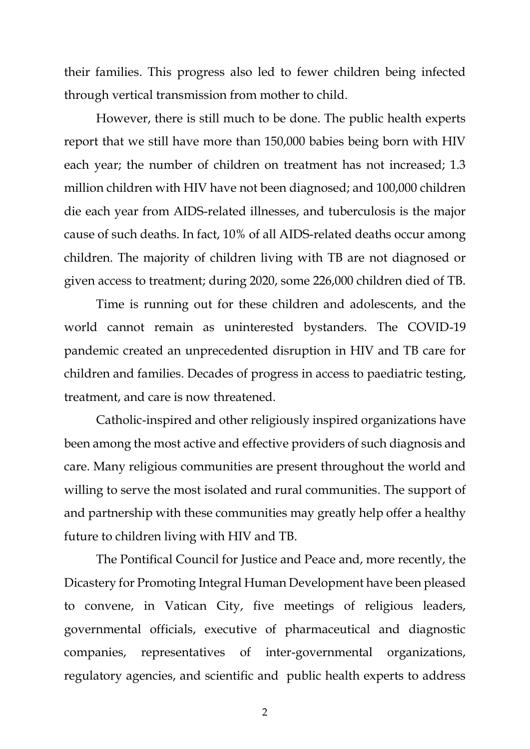their families. This progress also led to fewer children being infected through vertical transmission from mother to child.

However, there is still much to be done. The public health experts report that we still have more than 150,000 babies being born with HIV each year; the number of children on treatment has not increased; 1.3 million children with HIV have not been diagnosed; and 100,000 children die each year from AIDS-related illnesses, and tuberculosis is the major cause of such deaths. In fact, 10% of all AIDS-related deaths occur among children. The majority of children living with TB are not diagnosed or given access to treatment; during 2020, some 226,000 children died of TB.

Time is running out for these children and adolescents, and the world cannot remain as uninterested bystanders. The COVID-19 pandemic created an unprecedented disruption in HIV and TB care for children and families. Decades of progress in access to paediatric testing, treatment, and care is now threatened.

Catholic-inspired and other religiously inspired organizations have been among the most active and effective providers of such diagnosis and care. Many religious communities are present throughout the world and willing to serve the most isolated and rural communities. The support of and partnership with these communities may greatly help offer a healthy future to children living with HIV and TB.

The Pontifical Council for Justice and Peace and, more recently, the Dicastery for Promoting Integral Human Development have been pleased to convene, in Vatican City, five meetings of religious leaders, governmental officials, executive of pharmaceutical and diagnostic companies, representatives of inter-governmental organizations, regulatory agencies, and scientific and public health experts to address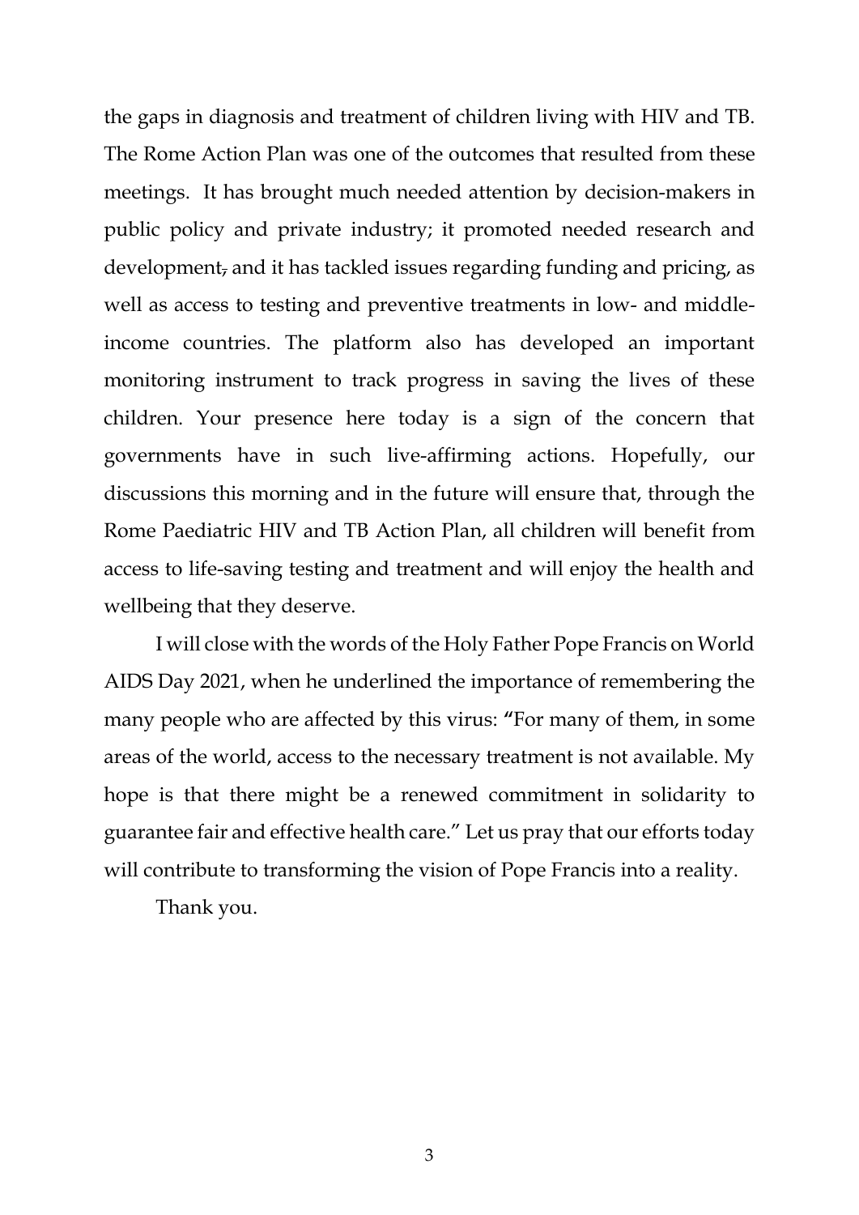the gaps in diagnosis and treatment of children living with HIV and TB. The Rome Action Plan was one of the outcomes that resulted from these meetings. It has brought much needed attention by decision-makers in public policy and private industry; it promoted needed research and development, and it has tackled issues regarding funding and pricing, as well as access to testing and preventive treatments in low- and middle-income countries. The platform also has developed an important monitoring instrument to track progress in saving the lives of these children. Your presence here today is a sign of the concern that governments have in such live-affirming actions. Hopefully, our discussions this morning and in the future will ensure that, through the Rome Paediatric HIV and TB Action Plan, all children will benefit from access to life-saving testing and treatment and will enjoy the health and wellbeing that they deserve.

I will close with the words of the Holy Father Pope Francis on World AIDS Day 2021, when he underlined the importance of remembering the many people who are affected by this virus: "For many of them, in some areas of the world, access to the necessary treatment is not available. My hope is that there might be a renewed commitment in solidarity to guarantee fair and effective health care." Let us pray that our efforts today will contribute to transforming the vision of Pope Francis into a reality.

Thank you.